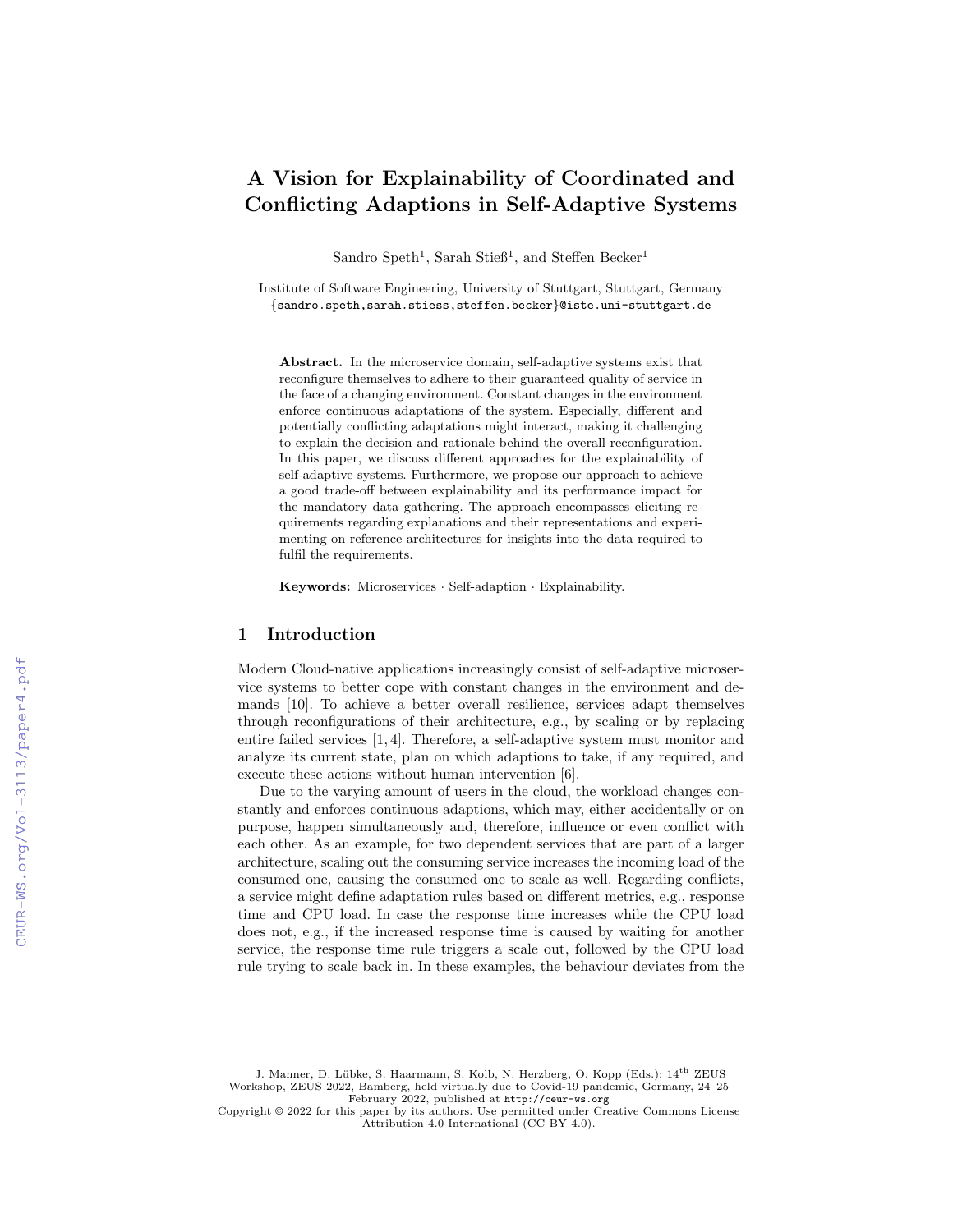# A Vision for Explainability of Coordinated and Conflicting Adaptions in Self-Adaptive Systems

Sandro Speth[1], Sarah Stieß[1], and Steffen Becker[1]

Institute of Software Engineering, University of Stuttgart, Stuttgart, Germany
{sandro.speth,sarah.stiess,steffen.becker}@iste.uni-stuttgart.de

**Abstract.** In the microservice domain, self-adaptive systems exist that reconfigure themselves to adhere to their guaranteed quality of service in the face of a changing environment. Constant changes in the environment enforce continuous adaptations of the system. Especially, different and potentially conflicting adaptations might interact, making it challenging to explain the decision and rationale behind the overall reconfiguration. In this paper, we discuss different approaches for the explainability of self-adaptive systems. Furthermore, we propose our approach to achieve a good trade-off between explainability and its performance impact for the mandatory data gathering. The approach encompasses eliciting requirements regarding explanations and their representations and experimenting on reference architectures for insights into the data required to fulfil the requirements.

**Keywords:** Microservices · Self-adaption · Explainability.

## 1 Introduction

Modern Cloud-native applications increasingly consist of self-adaptive microservice systems to better cope with constant changes in the environment and demands [10]. To achieve a better overall resilience, services adapt themselves through reconfigurations of their architecture, e.g., by scaling or by replacing entire failed services [1, 4]. Therefore, a self-adaptive system must monitor and analyze its current state, plan on which adaptions to take, if any required, and execute these actions without human intervention [6].

Due to the varying amount of users in the cloud, the workload changes constantly and enforces continuous adaptions, which may, either accidentally or on purpose, happen simultaneously and, therefore, influence or even conflict with each other. As an example, for two dependent services that are part of a larger architecture, scaling out the consuming service increases the incoming load of the consumed one, causing the consumed one to scale as well. Regarding conflicts, a service might define adaptation rules based on different metrics, e.g., response time and CPU load. In case the response time increases while the CPU load does not, e.g., if the increased response time is caused by waiting for another service, the response time rule triggers a scale out, followed by the CPU load rule trying to scale back in. In these examples, the behaviour deviates from the

J. Manner, D. Lübke, S. Haarmann, S. Kolb, N. Herzberg, O. Kopp (Eds.): 14th ZEUS Workshop, ZEUS 2022, Bamberg, held virtually due to Covid-19 pandemic, Germany, 24–25 February 2022, published at http://ceur-ws.org
Copyright © 2022 for this paper by its authors. Use permitted under Creative Commons License Attribution 4.0 International (CC BY 4.0).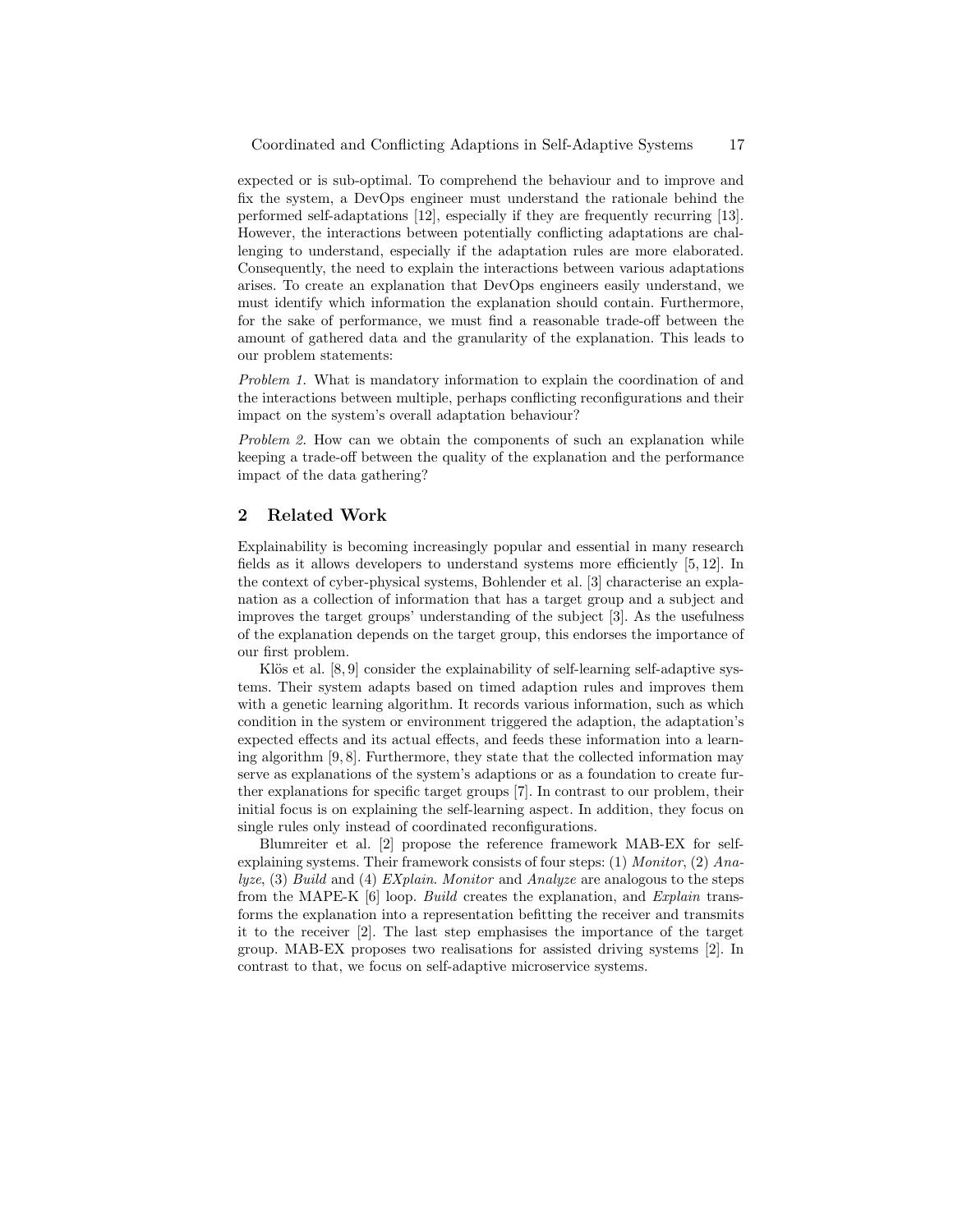expected or is sub-optimal. To comprehend the behaviour and to improve and fix the system, a DevOps engineer must understand the rationale behind the performed self-adaptations [12], especially if they are frequently recurring [13]. However, the interactions between potentially conflicting adaptations are challenging to understand, especially if the adaptation rules are more elaborated. Consequently, the need to explain the interactions between various adaptations arises. To create an explanation that DevOps engineers easily understand, we must identify which information the explanation should contain. Furthermore, for the sake of performance, we must find a reasonable trade-off between the amount of gathered data and the granularity of the explanation. This leads to our problem statements:

*Problem 1.* What is mandatory information to explain the coordination of and the interactions between multiple, perhaps conflicting reconfigurations and their impact on the system's overall adaptation behaviour?

*Problem 2.* How can we obtain the components of such an explanation while keeping a trade-off between the quality of the explanation and the performance impact of the data gathering?

## 2 Related Work

Explainability is becoming increasingly popular and essential in many research fields as it allows developers to understand systems more efficiently [5, 12]. In the context of cyber-physical systems, Bohlender et al. [3] characterise an explanation as a collection of information that has a target group and a subject and improves the target groups' understanding of the subject [3]. As the usefulness of the explanation depends on the target group, this endorses the importance of our first problem.

Klös et al. [8, 9] consider the explainability of self-learning self-adaptive systems. Their system adapts based on timed adaption rules and improves them with a genetic learning algorithm. It records various information, such as which condition in the system or environment triggered the adaption, the adaptation's expected effects and its actual effects, and feeds these information into a learning algorithm [9, 8]. Furthermore, they state that the collected information may serve as explanations of the system's adaptions or as a foundation to create further explanations for specific target groups [7]. In contrast to our problem, their initial focus is on explaining the self-learning aspect. In addition, they focus on single rules only instead of coordinated reconfigurations.

Blumreiter et al. [2] propose the reference framework MAB-EX for self-explaining systems. Their framework consists of four steps: (1) *Monitor*, (2) *Analyze*, (3) *Build* and (4) *EXplain*. *Monitor* and *Analyze* are analogous to the steps from the MAPE-K [6] loop. *Build* creates the explanation, and *Explain* transforms the explanation into a representation befitting the receiver and transmits it to the receiver [2]. The last step emphasises the importance of the target group. MAB-EX proposes two realisations for assisted driving systems [2]. In contrast to that, we focus on self-adaptive microservice systems.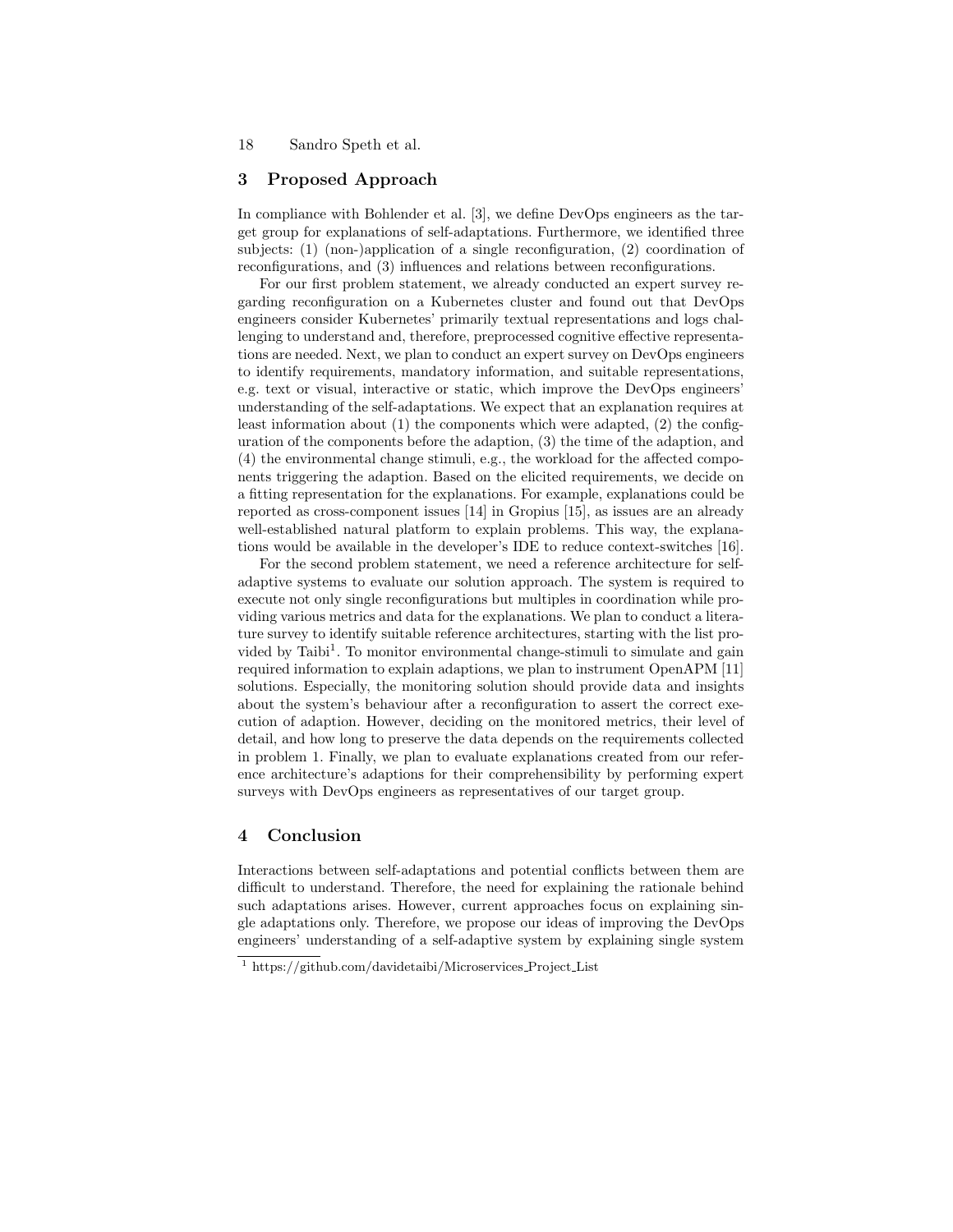## 3 Proposed Approach

In compliance with Bohlender et al. [3], we define DevOps engineers as the target group for explanations of self-adaptations. Furthermore, we identified three subjects: (1) (non-)application of a single reconfiguration, (2) coordination of reconfigurations, and (3) influences and relations between reconfigurations.

For our first problem statement, we already conducted an expert survey regarding reconfiguration on a Kubernetes cluster and found out that DevOps engineers consider Kubernetes' primarily textual representations and logs challenging to understand and, therefore, preprocessed cognitive effective representations are needed. Next, we plan to conduct an expert survey on DevOps engineers to identify requirements, mandatory information, and suitable representations, e.g. text or visual, interactive or static, which improve the DevOps engineers' understanding of the self-adaptations. We expect that an explanation requires at least information about (1) the components which were adapted, (2) the configuration of the components before the adaption, (3) the time of the adaption, and (4) the environmental change stimuli, e.g., the workload for the affected components triggering the adaption. Based on the elicited requirements, we decide on a fitting representation for the explanations. For example, explanations could be reported as cross-component issues [14] in Gropius [15], as issues are an already well-established natural platform to explain problems. This way, the explanations would be available in the developer's IDE to reduce context-switches [16].

For the second problem statement, we need a reference architecture for self-adaptive systems to evaluate our solution approach. The system is required to execute not only single reconfigurations but multiples in coordination while providing various metrics and data for the explanations. We plan to conduct a literature survey to identify suitable reference architectures, starting with the list provided by Taibi[1]. To monitor environmental change-stimuli to simulate and gain required information to explain adaptions, we plan to instrument OpenAPM [11] solutions. Especially, the monitoring solution should provide data and insights about the system's behaviour after a reconfiguration to assert the correct execution of adaption. However, deciding on the monitored metrics, their level of detail, and how long to preserve the data depends on the requirements collected in problem 1. Finally, we plan to evaluate explanations created from our reference architecture's adaptions for their comprehensibility by performing expert surveys with DevOps engineers as representatives of our target group.

## 4 Conclusion

Interactions between self-adaptations and potential conflicts between them are difficult to understand. Therefore, the need for explaining the rationale behind such adaptations arises. However, current approaches focus on explaining single adaptations only. Therefore, we propose our ideas of improving the DevOps engineers' understanding of a self-adaptive system by explaining single system

[1] https://github.com/davidetaibi/Microservices_Project_List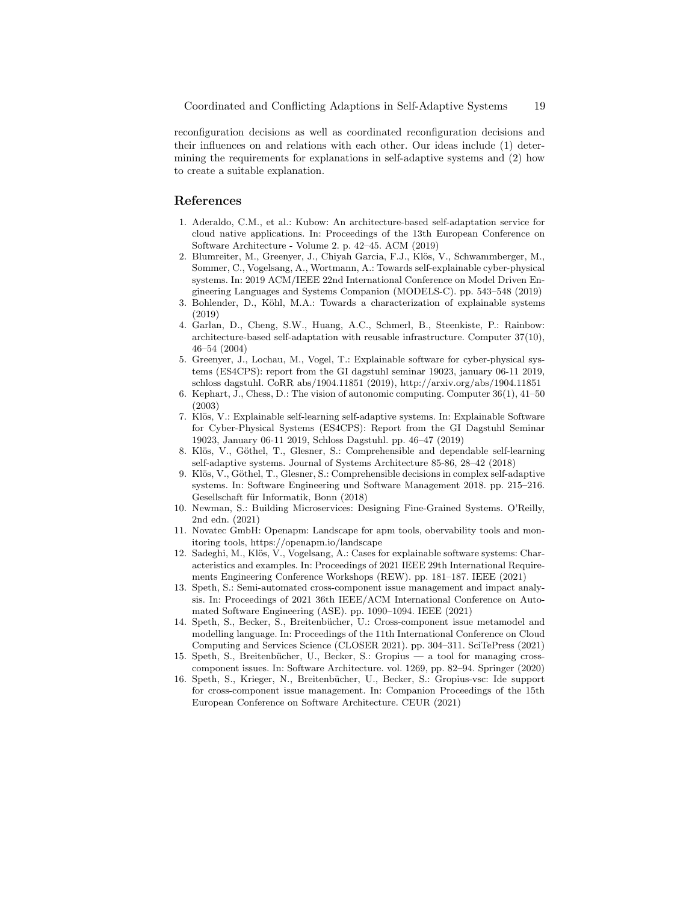reconfiguration decisions as well as coordinated reconfiguration decisions and their influences on and relations with each other. Our ideas include (1) determining the requirements for explanations in self-adaptive systems and (2) how to create a suitable explanation.

## References

1. Aderaldo, C.M., et al.: Kubow: An architecture-based self-adaptation service for cloud native applications. In: Proceedings of the 13th European Conference on Software Architecture - Volume 2. p. 42–45. ACM (2019)
2. Blumreiter, M., Greenyer, J., Chiyah Garcia, F.J., Klös, V., Schwammberger, M., Sommer, C., Vogelsang, A., Wortmann, A.: Towards self-explainable cyber-physical systems. In: 2019 ACM/IEEE 22nd International Conference on Model Driven Engineering Languages and Systems Companion (MODELS-C). pp. 543–548 (2019)
3. Bohlender, D., Köhl, M.A.: Towards a characterization of explainable systems (2019)
4. Garlan, D., Cheng, S.W., Huang, A.C., Schmerl, B., Steenkiste, P.: Rainbow: architecture-based self-adaptation with reusable infrastructure. Computer 37(10), 46–54 (2004)
5. Greenyer, J., Lochau, M., Vogel, T.: Explainable software for cyber-physical systems (ES4CPS): report from the GI dagstuhl seminar 19023, january 06-11 2019, schloss dagstuhl. CoRR abs/1904.11851 (2019), http://arxiv.org/abs/1904.11851
6. Kephart, J., Chess, D.: The vision of autonomic computing. Computer 36(1), 41–50 (2003)
7. Klös, V.: Explainable self-learning self-adaptive systems. In: Explainable Software for Cyber-Physical Systems (ES4CPS): Report from the GI Dagstuhl Seminar 19023, January 06-11 2019, Schloss Dagstuhl. pp. 46–47 (2019)
8. Klös, V., Göthel, T., Glesner, S.: Comprehensible and dependable self-learning self-adaptive systems. Journal of Systems Architecture 85-86, 28–42 (2018)
9. Klös, V., Göthel, T., Glesner, S.: Comprehensible decisions in complex self-adaptive systems. In: Software Engineering und Software Management 2018. pp. 215–216. Gesellschaft für Informatik, Bonn (2018)
10. Newman, S.: Building Microservices: Designing Fine-Grained Systems. O'Reilly, 2nd edn. (2021)
11. Novatec GmbH: Openapm: Landscape for apm tools, obervability tools and monitoring tools, https://openapm.io/landscape
12. Sadeghi, M., Klös, V., Vogelsang, A.: Cases for explainable software systems: Characteristics and examples. In: Proceedings of 2021 IEEE 29th International Requirements Engineering Conference Workshops (REW). pp. 181–187. IEEE (2021)
13. Speth, S.: Semi-automated cross-component issue management and impact analysis. In: Proceedings of 2021 36th IEEE/ACM International Conference on Automated Software Engineering (ASE). pp. 1090–1094. IEEE (2021)
14. Speth, S., Becker, S., Breitenbücher, U.: Cross-component issue metamodel and modelling language. In: Proceedings of the 11th International Conference on Cloud Computing and Services Science (CLOSER 2021). pp. 304–311. SciTePress (2021)
15. Speth, S., Breitenbücher, U., Becker, S.: Gropius — a tool for managing cross-component issues. In: Software Architecture. vol. 1269, pp. 82–94. Springer (2020)
16. Speth, S., Krieger, N., Breitenbücher, U., Becker, S.: Gropius-vsc: Ide support for cross-component issue management. In: Companion Proceedings of the 15th European Conference on Software Architecture. CEUR (2021)